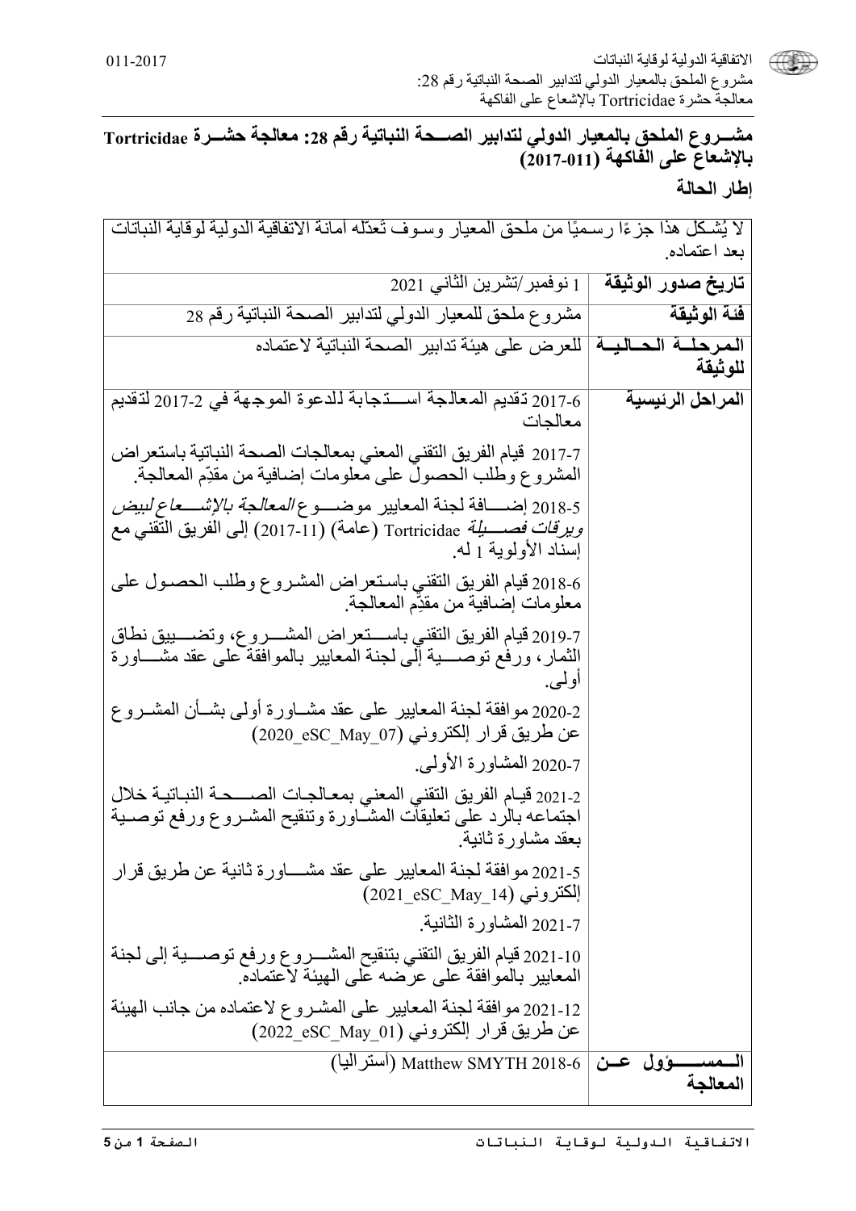## مشـــروع الملحق بالمعيار الدولي لتدابير الصـــحة النباتية رقم 28: معالجة حشـــرة Tortricidae بالإشعاع على الفاكهة (2017-011)

### إطار الحالة

| لا يُشكل هذا جزءًا رسميًا من ملحق المعيار وسوف تُعدّله أمانة الاتفاقية الدولية لوقاية النباتات بعد اعتماده. | |
|---|---|
| **تاريخ صدور الوثيقة** | 1 نوفمبر/تشرين الثاني 2021 |
| **فئة الوثيقة** | مشروع ملحق للمعيار الدولي لتدابير الصحة النباتية رقم 28 |
| **المرحلة الحالية للوثيقة** | للعرض على هيئة تدابير الصحة النباتية لاعتماده |
| **المراحل الرئيسية** | 2017-6 تقديم المعالجة استجابة للدعوة الموجهة في 2-2017 لتقديم معالجات<br><br>2017-7 قيام الفريق التقني المعني بمعالجات الصحة النباتية باستعراض المشروع وطلب الحصول على معلومات إضافية من مقدِّم المعالجة.<br><br>2018-5 إضافة لجنة المعايير موضوع *المعالجة بالإشعاع لبيض ويرقات فصيلة* Tortricidae (عامة) (2017-11) إلى الفريق التقني مع إسناد الأولوية 1 له.<br><br>2018-6 قيام الفريق التقني باستعراض المشروع وطلب الحصول على معلومات إضافية من مقدِّم المعالجة.<br><br>2019-7 قيام الفريق التقني باستعراض المشروع، وتضييق نطاق الثمار، ورفع توصية إلى لجنة المعايير بالموافقة على عقد مشاورة أولى.<br><br>2020-2 موافقة لجنة المعايير على عقد مشاورة أولى بشأن المشروع عن طريق قرار إلكتروني (2020_eSC_May_07)<br><br>2020-7 المشاورة الأولى.<br><br>2021-2 قيام الفريق التقني المعني بمعالجات الصحة النباتية خلال اجتماعه بالرد على تعليقات المشاورة وتنقيح المشروع ورفع توصية بعقد مشاورة ثانية.<br><br>2021-5 موافقة لجنة المعايير على عقد مشاورة ثانية عن طريق قرار إلكتروني (2021_eSC_May_14)<br><br>2021-7 المشاورة الثانية.<br><br>2021-10 قيام الفريق التقني بتنقيح المشروع ورفع توصية إلى لجنة المعايير بالموافقة على عرضه على الهيئة لاعتماده.<br><br>2021-12 موافقة لجنة المعايير على المشروع لاعتماده من جانب الهيئة عن طريق قرار إلكتروني (2022_eSC_May_01) |
| **المسؤول عن المعالجة** | 2018-6 Matthew SMYTH (أستراليا) |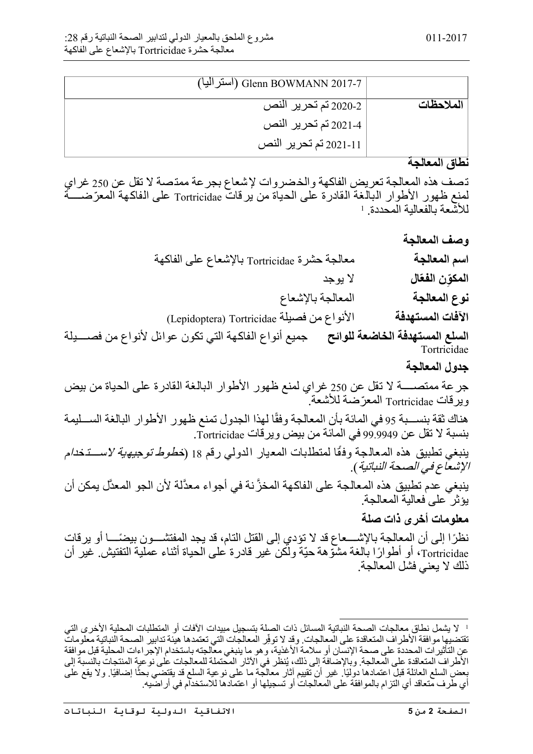| | |
|---|---|
| | Glenn BOWMANN 2017-7 (أستراليا) |
| **الملاحظات** | 2020-2 تم تحرير النص |
| | 2021-4 تم تحرير النص |
| | 2021-11 تم تحرير النص |

## نطاق المعالجة

تصف هذه المعالجة تعريض الفاكهة والخضروات لإشعاع بجرعة ممتصة لا تقل عن 250 غراي لمنع ظهور الأطوار البالغة القادرة على الحياة من يرقات Tortricidae على الفاكهة المعرّضة للأشعة بالفعالية المحددة.[1]

## وصف المعالجة

**اسم المعالجة** معالجة حشرة Tortricidae بالإشعاع على الفاكهة

**المكوّن الفعّال** لا يوجد

**نوع المعالجة** المعالجة بالإشعاع

**الآفات المستهدفة** الأنواع من فصيلة Tortricidae (Lepidoptera)

**السلع المستهدفة الخاضعة للوائح** جميع أنواع الفاكهة التي تكون عوائل لأنواع من فصيلة Tortricidae

## جدول المعالجة

جرعة ممتصة لا تقل عن 250 غراي لمنع ظهور الأطوار البالغة القادرة على الحياة من بيض ويرقات Tortricidae المعرّضة للأشعة.

هناك ثقة بنسبة 95 في المائة بأن المعالجة وفقًا لهذا الجدول تمنع ظهور الأطوار البالغة السليمة بنسبة لا تقل عن 99.9949 في المائة من بيض ويرقات Tortricidae.

ينبغي تطبيق هذه المعالجة وفقًا لمتطلبات المعيار الدولي رقم 18 (*خطوط توجيهية لاستخدام الإشعاع في الصحة النباتية*).

ينبغي عدم تطبيق هذه المعالجة على الفاكهة المخزّنة في أجواء معدّلة لأن الجو المعدّل يمكن أن يؤثر على فعالية المعالجة.

## معلومات أخرى ذات صلة

نظرًا إلى أن المعالجة بالإشعاع قد لا تؤدي إلى القتل التام، قد يجد المفتشون بيضًا أو يرقات Tortricidae، أو أطوارًا بالغة مشوّهة حيّة ولكن غير قادرة على الحياة أثناء عملية التفتيش. غير أن ذلك لا يعني فشل المعالجة.

---

[1] لا يشمل نطاق معالجات الصحة النباتية المسائل ذات الصلة بتسجيل مبيدات الآفات أو المتطلبات المحلية الأخرى التي تقتضيها موافقة الأطراف المتعاقدة على المعالجات. وقد لا توفّر المعالجات التي تعتمدها هيئة تدابير الصحة النباتية معلومات عن التأثيرات المحددة على صحة الإنسان أو سلامة الأغذية، وهو ما ينبغي معالجته باستخدام الإجراءات المحلية قبل موافقة الأطراف المتعاقدة على المعالجة. وبالإضافة إلى ذلك، يُنظر في الآثار المحتملة للمعالجات على نوعية المنتجات بالنسبة إلى بعض السلع العائلة قبل اعتمادها دوليًا. غير أن تقييم آثار معالجة ما على نوعية السلع قد يقتضي بحثًا إضافيًا. ولا يقع على أي طرف متعاقد أي التزام بالموافقة على المعالجات أو تسجيلها أو اعتمادها للاستخدام في أراضيه.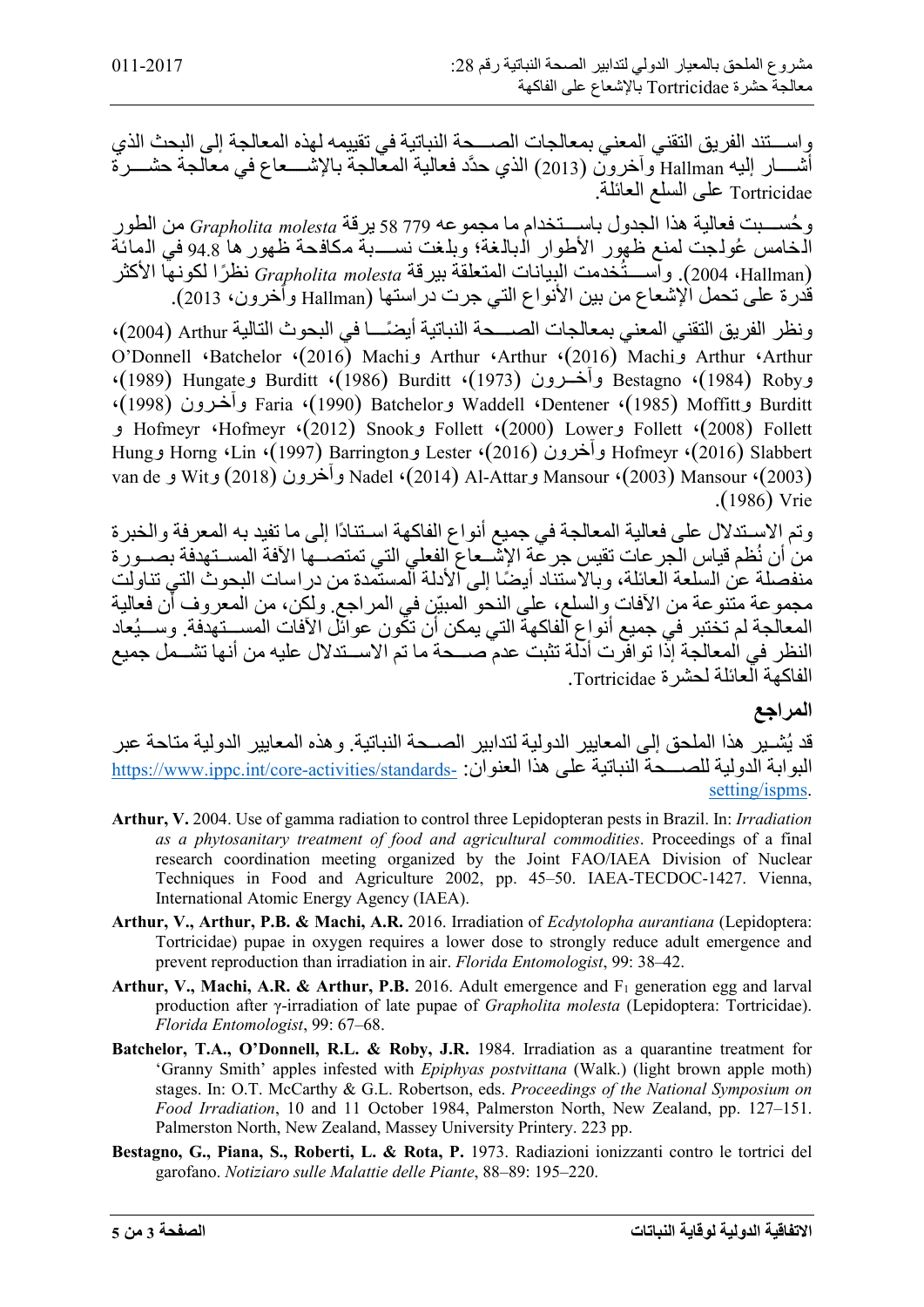واستند الفريق التقني المعني بمعالجات الصحة النباتية في تقييمه لهذه المعالجة إلى البحث الذي أشار إليه Hallman وآخرون (2013) الذي حدَّد فعالية المعالجة بالإشعاع في معالجة حشرة Tortricidae على السلع العائلة.

وحُسبت فعالية هذا الجدول باستخدام ما مجموعه 779 58 يرقة *Grapholita molesta* من الطور الخامس عُولجت لمنع ظهور الأطوار البالغة؛ وبلغت نسبة مكافحة ظهورها 94.8 في المائة (Hallman، 2004). واستُخدمت البيانات المتعلقة بيرقة *Grapholita molesta* نظرًا لكونها الأكثر قدرة على تحمل الإشعاع من بين الأنواع التي جرت دراستها (Hallman وآخرون، 2013).

ونظر الفريق التقني المعني بمعالجات الصحة النباتية أيضًا في البحوث التالية Arthur (2004)، Arthur، Arthur وMachi (2016)، Arthur، Arthur وMachi (2016)، Batchelor، O'Donnell وRoby (1984)، Bestagno وآخرون (1973)، Burditt (1986)، Burditt وHungate (1989)، Burditt وMoffitt (1985)، Dentener، Waddell وBatchelor (1990)، Faria وآخرون (1998)، Follett (2008)، Follett وLower (2000)، Follett وSnook (2012)، Hofmeyr، Hofmeyr و Slabbert (2016)، Hofmeyr وآخرون (2016)، Lester وBarrington (1997)، Lin، Horng وHung (2003)، Mansour (2003)، Mansour وAl-Attar (2014)، Nadel وآخرون (2018) وWit و van de Vrie (1986).

وتم الاستدلال على فعالية المعالجة في جميع أنواع الفاكهة استنادًا إلى ما تفيد به المعرفة والخبرة من أن نُظم قياس الجرعات تقيس جرعة الإشعاع الفعلي التي تمتصها الآفة المستهدفة بصورة منفصلة عن السلعة العائلة، وبالاستناد أيضًا إلى الأدلة المستمدة من دراسات البحوث التي تناولت مجموعة متنوعة من الآفات والسلع، على النحو المبيّن في المراجع. ولكن، من المعروف أن فعالية المعالجة لم تختبر في جميع أنواع الفاكهة التي يمكن أن تكون عوائل الآفات المستهدفة. وسيُعاد النظر في المعالجة إذا توافرت أدلة تثبت عدم صحة ما تم الاستدلال عليه من أنها تشمل جميع الفاكهة العائلة لحشرة Tortricidae.

## المراجع

قد يُشير هذا الملحق إلى المعايير الدولية لتدابير الصحة النباتية. وهذه المعايير الدولية متاحة عبر البوابة الدولية للصحة النباتية على هذا العنوان: https://www.ippc.int/core-activities/standards-setting/ispms.

**Arthur, V.** 2004. Use of gamma radiation to control three Lepidopteran pests in Brazil. In: *Irradiation as a phytosanitary treatment of food and agricultural commodities*. Proceedings of a final research coordination meeting organized by the Joint FAO/IAEA Division of Nuclear Techniques in Food and Agriculture 2002, pp. 45–50. IAEA-TECDOC-1427. Vienna, International Atomic Energy Agency (IAEA).

**Arthur, V., Arthur, P.B. & Machi, A.R.** 2016. Irradiation of *Ecdytolopha aurantiana* (Lepidoptera: Tortricidae) pupae in oxygen requires a lower dose to strongly reduce adult emergence and prevent reproduction than irradiation in air. *Florida Entomologist*, 99: 38–42.

**Arthur, V., Machi, A.R. & Arthur, P.B.** 2016. Adult emergence and $F_1$ generation egg and larval production after γ-irradiation of late pupae of *Grapholita molesta* (Lepidoptera: Tortricidae). *Florida Entomologist*, 99: 67–68.

**Batchelor, T.A., O'Donnell, R.L. & Roby, J.R.** 1984. Irradiation as a quarantine treatment for 'Granny Smith' apples infested with *Epiphyas postvittana* (Walk.) (light brown apple moth) stages. In: O.T. McCarthy & G.L. Robertson, eds. *Proceedings of the National Symposium on Food Irradiation*, 10 and 11 October 1984, Palmerston North, New Zealand, pp. 127–151. Palmerston North, New Zealand, Massey University Printery. 223 pp.

**Bestagno, G., Piana, S., Roberti, L. & Rota, P.** 1973. Radiazioni ionizzanti contro le tortrici del garofano. *Notiziaro sulle Malattie delle Piante*, 88–89: 195–220.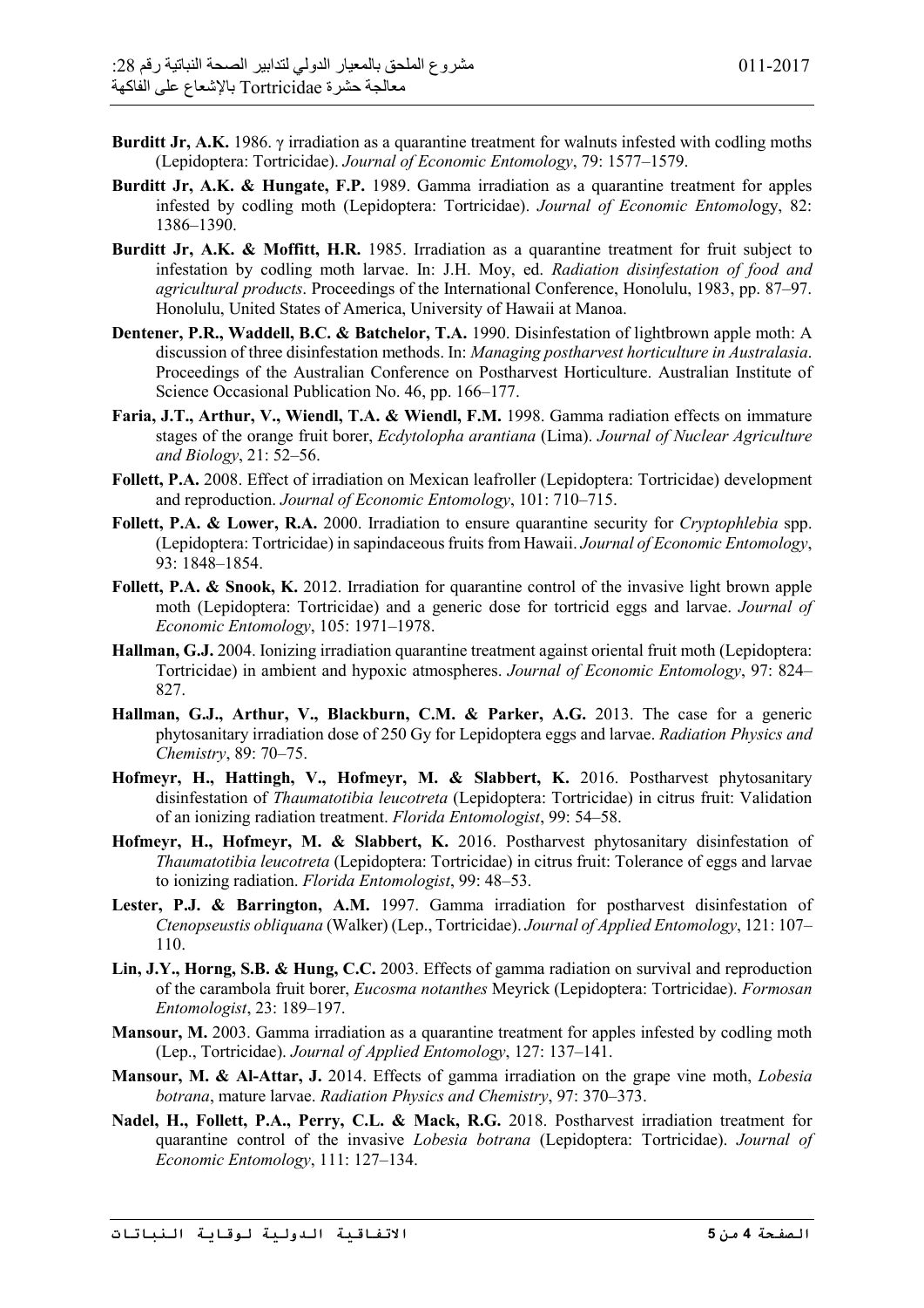**Burditt Jr, A.K.** 1986. γ irradiation as a quarantine treatment for walnuts infested with codling moths (Lepidoptera: Tortricidae). *Journal of Economic Entomology*, 79: 1577–1579.

**Burditt Jr, A.K. & Hungate, F.P.** 1989. Gamma irradiation as a quarantine treatment for apples infested by codling moth (Lepidoptera: Tortricidae). *Journal of Economic Entomol*ogy, 82: 1386–1390.

**Burditt Jr, A.K. & Moffitt, H.R.** 1985. Irradiation as a quarantine treatment for fruit subject to infestation by codling moth larvae. In: J.H. Moy, ed. *Radiation disinfestation of food and agricultural products*. Proceedings of the International Conference, Honolulu, 1983, pp. 87–97. Honolulu, United States of America, University of Hawaii at Manoa.

**Dentener, P.R., Waddell, B.C. & Batchelor, T.A.** 1990. Disinfestation of lightbrown apple moth: A discussion of three disinfestation methods. In: *Managing postharvest horticulture in Australasia*. Proceedings of the Australian Conference on Postharvest Horticulture. Australian Institute of Science Occasional Publication No. 46, pp. 166–177.

**Faria, J.T., Arthur, V., Wiendl, T.A. & Wiendl, F.M.** 1998. Gamma radiation effects on immature stages of the orange fruit borer, *Ecdytolopha arantiana* (Lima). *Journal of Nuclear Agriculture and Biology*, 21: 52–56.

**Follett, P.A.** 2008. Effect of irradiation on Mexican leafroller (Lepidoptera: Tortricidae) development and reproduction. *Journal of Economic Entomology*, 101: 710–715.

**Follett, P.A. & Lower, R.A.** 2000. Irradiation to ensure quarantine security for *Cryptophlebia* spp. (Lepidoptera: Tortricidae) in sapindaceous fruits from Hawaii. *Journal of Economic Entomology*, 93: 1848–1854.

**Follett, P.A. & Snook, K.** 2012. Irradiation for quarantine control of the invasive light brown apple moth (Lepidoptera: Tortricidae) and a generic dose for tortricid eggs and larvae. *Journal of Economic Entomology*, 105: 1971–1978.

**Hallman, G.J.** 2004. Ionizing irradiation quarantine treatment against oriental fruit moth (Lepidoptera: Tortricidae) in ambient and hypoxic atmospheres. *Journal of Economic Entomology*, 97: 824–827.

**Hallman, G.J., Arthur, V., Blackburn, C.M. & Parker, A.G.** 2013. The case for a generic phytosanitary irradiation dose of 250 Gy for Lepidoptera eggs and larvae. *Radiation Physics and Chemistry*, 89: 70–75.

**Hofmeyr, H., Hattingh, V., Hofmeyr, M. & Slabbert, K.** 2016. Postharvest phytosanitary disinfestation of *Thaumatotibia leucotreta* (Lepidoptera: Tortricidae) in citrus fruit: Validation of an ionizing radiation treatment. *Florida Entomologist*, 99: 54–58.

**Hofmeyr, H., Hofmeyr, M. & Slabbert, K.** 2016. Postharvest phytosanitary disinfestation of *Thaumatotibia leucotreta* (Lepidoptera: Tortricidae) in citrus fruit: Tolerance of eggs and larvae to ionizing radiation. *Florida Entomologist*, 99: 48–53.

**Lester, P.J. & Barrington, A.M.** 1997. Gamma irradiation for postharvest disinfestation of *Ctenopseustis obliquana* (Walker) (Lep., Tortricidae). *Journal of Applied Entomology*, 121: 107–110.

**Lin, J.Y., Horng, S.B. & Hung, C.C.** 2003. Effects of gamma radiation on survival and reproduction of the carambola fruit borer, *Eucosma notanthes* Meyrick (Lepidoptera: Tortricidae). *Formosan Entomologist*, 23: 189–197.

**Mansour, M.** 2003. Gamma irradiation as a quarantine treatment for apples infested by codling moth (Lep., Tortricidae). *Journal of Applied Entomology*, 127: 137–141.

**Mansour, M. & Al-Attar, J.** 2014. Effects of gamma irradiation on the grape vine moth, *Lobesia botrana*, mature larvae. *Radiation Physics and Chemistry*, 97: 370–373.

**Nadel, H., Follett, P.A., Perry, C.L. & Mack, R.G.** 2018. Postharvest irradiation treatment for quarantine control of the invasive *Lobesia botrana* (Lepidoptera: Tortricidae). *Journal of Economic Entomology*, 111: 127–134.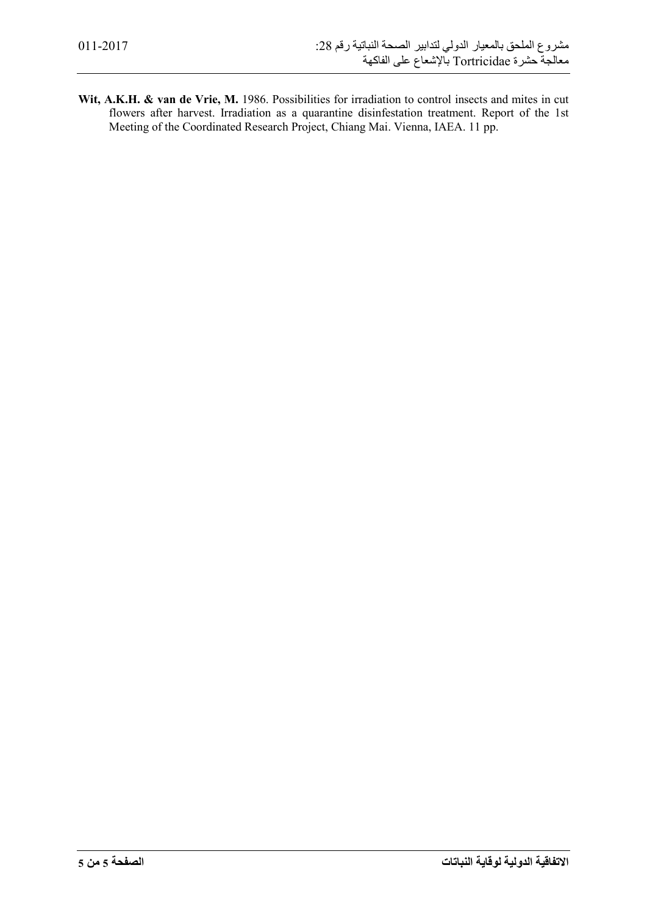**Wit, A.K.H. & van de Vrie, M.** 1986. Possibilities for irradiation to control insects and mites in cut flowers after harvest. Irradiation as a quarantine disinfestation treatment. Report of the 1st Meeting of the Coordinated Research Project, Chiang Mai. Vienna, IAEA. 11 pp.